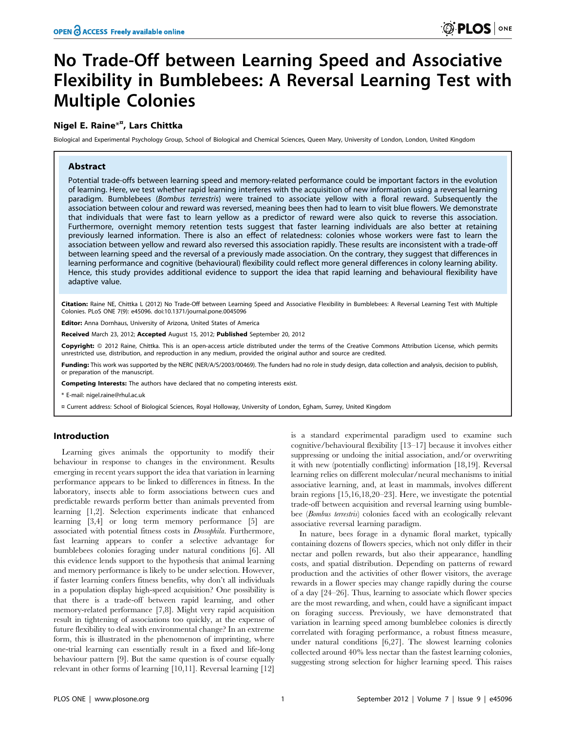# No Trade-Off between Learning Speed and Associative Flexibility in Bumblebees: A Reversal Learning Test with Multiple Colonies

**Nigel E. Raine*¤, Lars Chittka**

Biological and Experimental Psychology Group, School of Biological and Chemical Sciences, Queen Mary, University of London, London, United Kingdom

## Abstract

Potential trade-offs between learning speed and memory-related performance could be important factors in the evolution of learning. Here, we test whether rapid learning interferes with the acquisition of new information using a reversal learning paradigm. Bumblebees (*Bombus terrestris*) were trained to associate yellow with a floral reward. Subsequently the association between colour and reward was reversed, meaning bees then had to learn to visit blue flowers. We demonstrate that individuals that were fast to learn yellow as a predictor of reward were also quick to reverse this association. Furthermore, overnight memory retention tests suggest that faster learning individuals are also better at retaining previously learned information. There is also an effect of relatedness: colonies whose workers were fast to learn the association between yellow and reward also reversed this association rapidly. These results are inconsistent with a trade-off between learning speed and the reversal of a previously made association. On the contrary, they suggest that differences in learning performance and cognitive (behavioural) flexibility could reflect more general differences in colony learning ability. Hence, this study provides additional evidence to support the idea that rapid learning and behavioural flexibility have adaptive value.

**Citation:** Raine NE, Chittka L (2012) No Trade-Off between Learning Speed and Associative Flexibility in Bumblebees: A Reversal Learning Test with Multiple Colonies. PLoS ONE 7(9): e45096. doi:10.1371/journal.pone.0045096

**Editor:** Anna Dornhaus, University of Arizona, United States of America

**Received** March 23, 2012; **Accepted** August 15, 2012; **Published** September 20, 2012

**Copyright:** © 2012 Raine, Chittka. This is an open-access article distributed under the terms of the Creative Commons Attribution License, which permits unrestricted use, distribution, and reproduction in any medium, provided the original author and source are credited.

**Funding:** This work was supported by the NERC (NER/A/S/2003/00469). The funders had no role in study design, data collection and analysis, decision to publish, or preparation of the manuscript.

**Competing Interests:** The authors have declared that no competing interests exist.

\* E-mail: nigel.raine@rhul.ac.uk

¤ Current address: School of Biological Sciences, Royal Holloway, University of London, Egham, Surrey, United Kingdom

## Introduction

Learning gives animals the opportunity to modify their behaviour in response to changes in the environment. Results emerging in recent years support the idea that variation in learning performance appears to be linked to differences in fitness. In the laboratory, insects able to form associations between cues and predictable rewards perform better than animals prevented from learning [1,2]. Selection experiments indicate that enhanced learning [3,4] or long term memory performance [5] are associated with potential fitness costs in *Drosophila*. Furthermore, fast learning appears to confer a selective advantage for bumblebees colonies foraging under natural conditions [6]. All this evidence lends support to the hypothesis that animal learning and memory performance is likely to be under selection. However, if faster learning confers fitness benefits, why don't all individuals in a population display high-speed acquisition? One possibility is that there is a trade-off between rapid learning, and other memory-related performance [7,8]. Might very rapid acquisition result in tightening of associations too quickly, at the expense of future flexibility to deal with environmental change? In an extreme form, this is illustrated in the phenomenon of imprinting, where one-trial learning can essentially result in a fixed and life-long behaviour pattern [9]. But the same question is of course equally relevant in other forms of learning [10,11]. Reversal learning [12] is a standard experimental paradigm used to examine such cognitive/behavioural flexibility [13–17] because it involves either suppressing or undoing the initial association, and/or overwriting it with new (potentially conflicting) information [18,19]. Reversal learning relies on different molecular/neural mechanisms to initial associative learning, and, at least in mammals, involves different brain regions [15,16,18,20–23]. Here, we investigate the potential trade-off between acquisition and reversal learning using bumblebee (*Bombus terrestris*) colonies faced with an ecologically relevant associative reversal learning paradigm.

In nature, bees forage in a dynamic floral market, typically containing dozens of flowers species, which not only differ in their nectar and pollen rewards, but also their appearance, handling costs, and spatial distribution. Depending on patterns of reward production and the activities of other flower visitors, the average rewards in a flower species may change rapidly during the course of a day [24–26]. Thus, learning to associate which flower species are the most rewarding, and when, could have a significant impact on foraging success. Previously, we have demonstrated that variation in learning speed among bumblebee colonies is directly correlated with foraging performance, a robust fitness measure, under natural conditions [6,27]. The slowest learning colonies collected around 40% less nectar than the fastest learning colonies, suggesting strong selection for higher learning speed. This raises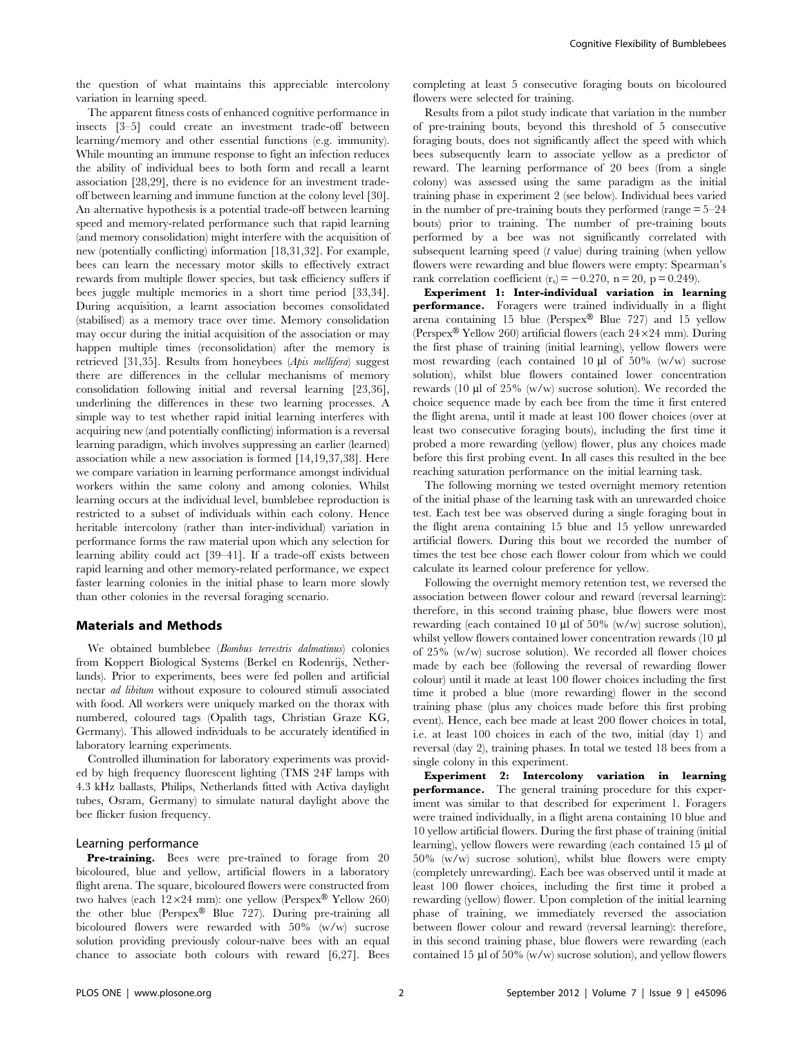the question of what maintains this appreciable intercolony variation in learning speed.

The apparent fitness costs of enhanced cognitive performance in insects [3–5] could create an investment trade-off between learning/memory and other essential functions (e.g. immunity). While mounting an immune response to fight an infection reduces the ability of individual bees to both form and recall a learnt association [28,29], there is no evidence for an investment trade-off between learning and immune function at the colony level [30]. An alternative hypothesis is a potential trade-off between learning speed and memory-related performance such that rapid learning (and memory consolidation) might interfere with the acquisition of new (potentially conflicting) information [18,31,32]. For example, bees can learn the necessary motor skills to effectively extract rewards from multiple flower species, but task efficiency suffers if bees juggle multiple memories in a short time period [33,34]. During acquisition, a learnt association becomes consolidated (stabilised) as a memory trace over time. Memory consolidation may occur during the initial acquisition of the association or may happen multiple times (reconsolidation) after the memory is retrieved [31,35]. Results from honeybees (*Apis mellifera*) suggest there are differences in the cellular mechanisms of memory consolidation following initial and reversal learning [23,36], underlining the differences in these two learning processes. A simple way to test whether rapid initial learning interferes with acquiring new (and potentially conflicting) information is a reversal learning paradigm, which involves suppressing an earlier (learned) association while a new association is formed [14,19,37,38]. Here we compare variation in learning performance amongst individual workers within the same colony and among colonies. Whilst learning occurs at the individual level, bumblebee reproduction is restricted to a subset of individuals within each colony. Hence heritable intercolony (rather than inter-individual) variation in performance forms the raw material upon which any selection for learning ability could act [39–41]. If a trade-off exists between rapid learning and other memory-related performance, we expect faster learning colonies in the initial phase to learn more slowly than other colonies in the reversal foraging scenario.

## Materials and Methods

We obtained bumblebee (*Bombus terrestris dalmatinus*) colonies from Koppert Biological Systems (Berkel en Rodenrijs, Netherlands). Prior to experiments, bees were fed pollen and artificial nectar *ad libitum* without exposure to coloured stimuli associated with food. All workers were uniquely marked on the thorax with numbered, coloured tags (Opalith tags, Christian Graze KG, Germany). This allowed individuals to be accurately identified in laboratory learning experiments.

Controlled illumination for laboratory experiments was provided by high frequency fluorescent lighting (TMS 24F lamps with 4.3 kHz ballasts, Philips, Netherlands fitted with Activa daylight tubes, Osram, Germany) to simulate natural daylight above the bee flicker fusion frequency.

### Learning performance

**Pre-training.** Bees were pre-trained to forage from 20 bicoloured, blue and yellow, artificial flowers in a laboratory flight arena. The square, bicoloured flowers were constructed from two halves (each 12×24 mm): one yellow (Perspex® Yellow 260) the other blue (Perspex® Blue 727). During pre-training all bicoloured flowers were rewarded with 50% (w/w) sucrose solution providing previously colour-naïve bees with an equal chance to associate both colours with reward [6,27]. Bees completing at least 5 consecutive foraging bouts on bicoloured flowers were selected for training.

Results from a pilot study indicate that variation in the number of pre-training bouts, beyond this threshold of 5 consecutive foraging bouts, does not significantly affect the speed with which bees subsequently learn to associate yellow as a predictor of reward. The learning performance of 20 bees (from a single colony) was assessed using the same paradigm as the initial training phase in experiment 2 (see below). Individual bees varied in the number of pre-training bouts they performed (range = 5–24 bouts) prior to training. The number of pre-training bouts performed by a bee was not significantly correlated with subsequent learning speed ($t$ value) during training (when yellow flowers were rewarding and blue flowers were empty: Spearman's rank correlation coefficient ($r_s$) = −0.270, n = 20, p = 0.249).

**Experiment 1: Inter-individual variation in learning performance.** Foragers were trained individually in a flight arena containing 15 blue (Perspex® Blue 727) and 15 yellow (Perspex® Yellow 260) artificial flowers (each 24×24 mm). During the first phase of training (initial learning), yellow flowers were most rewarding (each contained 10 µl of 50% (w/w) sucrose solution), whilst blue flowers contained lower concentration rewards (10 µl of 25% (w/w) sucrose solution). We recorded the choice sequence made by each bee from the time it first entered the flight arena, until it made at least 100 flower choices (over at least two consecutive foraging bouts), including the first time it probed a more rewarding (yellow) flower, plus any choices made before this first probing event. In all cases this resulted in the bee reaching saturation performance on the initial learning task.

The following morning we tested overnight memory retention of the initial phase of the learning task with an unrewarded choice test. Each test bee was observed during a single foraging bout in the flight arena containing 15 blue and 15 yellow unrewarded artificial flowers. During this bout we recorded the number of times the test bee chose each flower colour from which we could calculate its learned colour preference for yellow.

Following the overnight memory retention test, we reversed the association between flower colour and reward (reversal learning): therefore, in this second training phase, blue flowers were most rewarding (each contained 10 µl of 50% (w/w) sucrose solution), whilst yellow flowers contained lower concentration rewards (10 µl of 25% (w/w) sucrose solution). We recorded all flower choices made by each bee (following the reversal of rewarding flower colour) until it made at least 100 flower choices including the first time it probed a blue (more rewarding) flower in the second training phase (plus any choices made before this first probing event). Hence, each bee made at least 200 flower choices in total, i.e. at least 100 choices in each of the two, initial (day 1) and reversal (day 2), training phases. In total we tested 18 bees from a single colony in this experiment.

**Experiment 2: Intercolony variation in learning performance.** The general training procedure for this experiment was similar to that described for experiment 1. Foragers were trained individually, in a flight arena containing 10 blue and 10 yellow artificial flowers. During the first phase of training (initial learning), yellow flowers were rewarding (each contained 15 µl of 50% (w/w) sucrose solution), whilst blue flowers were empty (completely unrewarding). Each bee was observed until it made at least 100 flower choices, including the first time it probed a rewarding (yellow) flower. Upon completion of the initial learning phase of training, we immediately reversed the association between flower colour and reward (reversal learning): therefore, in this second training phase, blue flowers were rewarding (each contained 15 µl of 50% (w/w) sucrose solution), and yellow flowers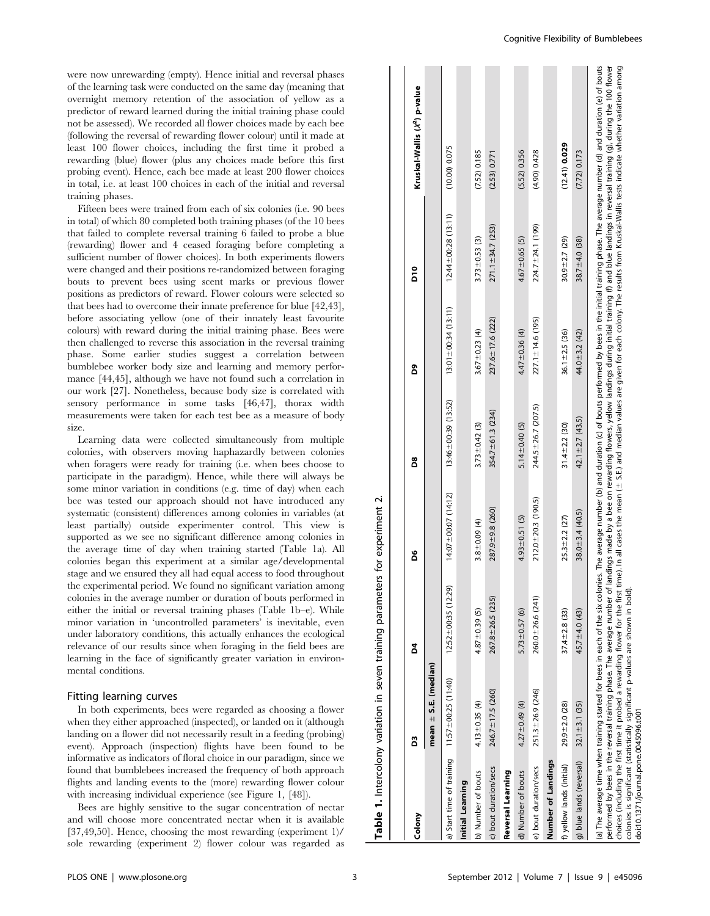were now unrewarding (empty). Hence initial and reversal phases of the learning task were conducted on the same day (meaning that overnight memory retention of the association of yellow as a predictor of reward learned during the initial training phase could not be assessed). We recorded all flower choices made by each bee (following the reversal of rewarding flower colour) until it made at least 100 flower choices, including the first time it probed a rewarding (blue) flower (plus any choices made before this first probing event). Hence, each bee made at least 200 flower choices in total, i.e. at least 100 choices in each of the initial and reversal training phases.

Fifteen bees were trained from each of six colonies (i.e. 90 bees in total) of which 80 completed both training phases (of the 10 bees that failed to complete reversal training 6 failed to probe a blue (rewarding) flower and 4 ceased foraging before completing a sufficient number of flower choices). In both experiments flowers were changed and their positions re-randomized between foraging bouts to prevent bees using scent marks or previous flower positions as predictors of reward. Flower colours were selected so that bees had to overcome their innate preference for blue [42,43], before associating yellow (one of their innately least favourite colours) with reward during the initial training phase. Bees were then challenged to reverse this association in the reversal training phase. Some earlier studies suggest a correlation between bumblebee worker body size and learning and memory performance [44,45], although we have not found such a correlation in our work [27]. Nonetheless, because body size is correlated with sensory performance in some tasks [46,47], thorax width measurements were taken for each test bee as a measure of body size.

Learning data were collected simultaneously from multiple colonies, with observers moving haphazardly between colonies when foragers were ready for training (i.e. when bees choose to participate in the paradigm). Hence, while there will always be some minor variation in conditions (e.g. time of day) when each bee was tested our approach should not have introduced any systematic (consistent) differences among colonies in variables (at least partially) outside experimenter control. This view is supported as we see no significant difference among colonies in the average time of day when training started (Table 1a). All colonies began this experiment at a similar age/developmental stage and we ensured they all had equal access to food throughout the experimental period. We found no significant variation among colonies in the average number or duration of bouts performed in either the initial or reversal training phases (Table 1b–e). While minor variation in 'uncontrolled parameters' is inevitable, even under laboratory conditions, this actually enhances the ecological relevance of our results since when foraging in the field bees are learning in the face of significantly greater variation in environmental conditions.

## Fitting learning curves

In both experiments, bees were regarded as choosing a flower when they either approached (inspected), or landed on it (although landing on a flower did not necessarily result in a feeding (probing) event). Approach (inspection) flights have been found to be informative as indicators of floral choice in our paradigm, since we found that bumblebees increased the frequency of both approach flights and landing events to the (more) rewarding flower colour with increasing individual experience (see Figure 1, [48]).

Bees are highly sensitive to the sugar concentration of nectar and will choose more concentrated nectar when it is available [37,49,50]. Hence, choosing the most rewarding (experiment 1)/ sole rewarding (experiment 2) flower colour was regarded as

**Table 1.** Intercolony variation in seven training parameters for experiment 2.

| Colony | D3 | D4 | D6 | D8 | D9 | D10 | Kruskal-Wallis ($X^2$) p-value |
|---|---|---|---|---|---|---|---|
| | mean ± S.E. (median) | | | | | | |
| a) Start time of training | 11:57±00:25 (11:40) | 12:52±00:35 (12:29) | 14:07±00:07 (14:12) | 13:46±00:39 (13:52) | 13:01±00:34 (13:11) | 12:44±00:28 (13:11) | (10.00) 0.075 |
| **Initial Learning** | | | | | | | |
| b) Number of bouts | 4.13±0.35 (4) | 4.87±0.39 (5) | 3.8±0.09 (4) | 3.73±0.42 (3) | 3.67±0.23 (4) | 3.73±0.53 (3) | (7.52) 0.185 |
| c) bout duration/secs | 246.7±17.5 (260) | 267.8±26.5 (235) | 287.9±9.8 (260) | 354.7±61.3 (234) | 237.6±17.6 (222) | 271.1±34.7 (253) | (2.53) 0.771 |
| **Reversal Learning** | | | | | | | |
| d) Number of bouts | 4.27±0.49 (4) | 5.73±0.57 (6) | 4.93±0.51 (5) | 5.14±0.40 (5) | 4.47±0.36 (4) | 4.67±0.65 (5) | (5.52) 0.356 |
| e) bout duration/secs | 251.3±26.9 (246) | 260.0±26.6 (241) | 212.0±20.3 (190.5) | 244.5±26.7 (207.5) | 227.1±14.6 (195) | 224.7±24.1 (199) | (4.90) 0.428 |
| **Number of Landings** | | | | | | | |
| f) yellow lands (initial) | 29.9±2.0 (28) | 37.4±2.8 (33) | 25.3±2.2 (27) | 31.4±2.2 (30) | 36.1±2.5 (36) | 30.9±2.7 (29) | (12.41) **0.029** |
| g) blue lands (reversal) | 32.1±3.1 (35) | 45.7±4.0 (43) | 38.0±3.4 (40.5) | 42.1±2.7 (43.5) | 44.0±3.2 (42) | 38.7±4.0 (38) | (7.72) 0.173 |

(a) The average time when training started for bees in each of the six colonies. The average number (b) and duration (c) of bouts performed by bees in the initial training phase. The average number (d) and duration (e) of bouts performed by bees in the reversal training phase. The average number of landings made by a bee on rewarding flowers, yellow landings during initial training (f) and blue landings in reversal training (g), during the 100 flower choices (including the first time it probed a rewarding flower for the first time). In all cases the mean (± S.E.) and median values are given for each colony. The results from Kruskal-Wallis tests indicate whether variation among colonies is significant (statistically significant p-values are shown in bold).

doi:10.1371/journal.pone.0045096.t001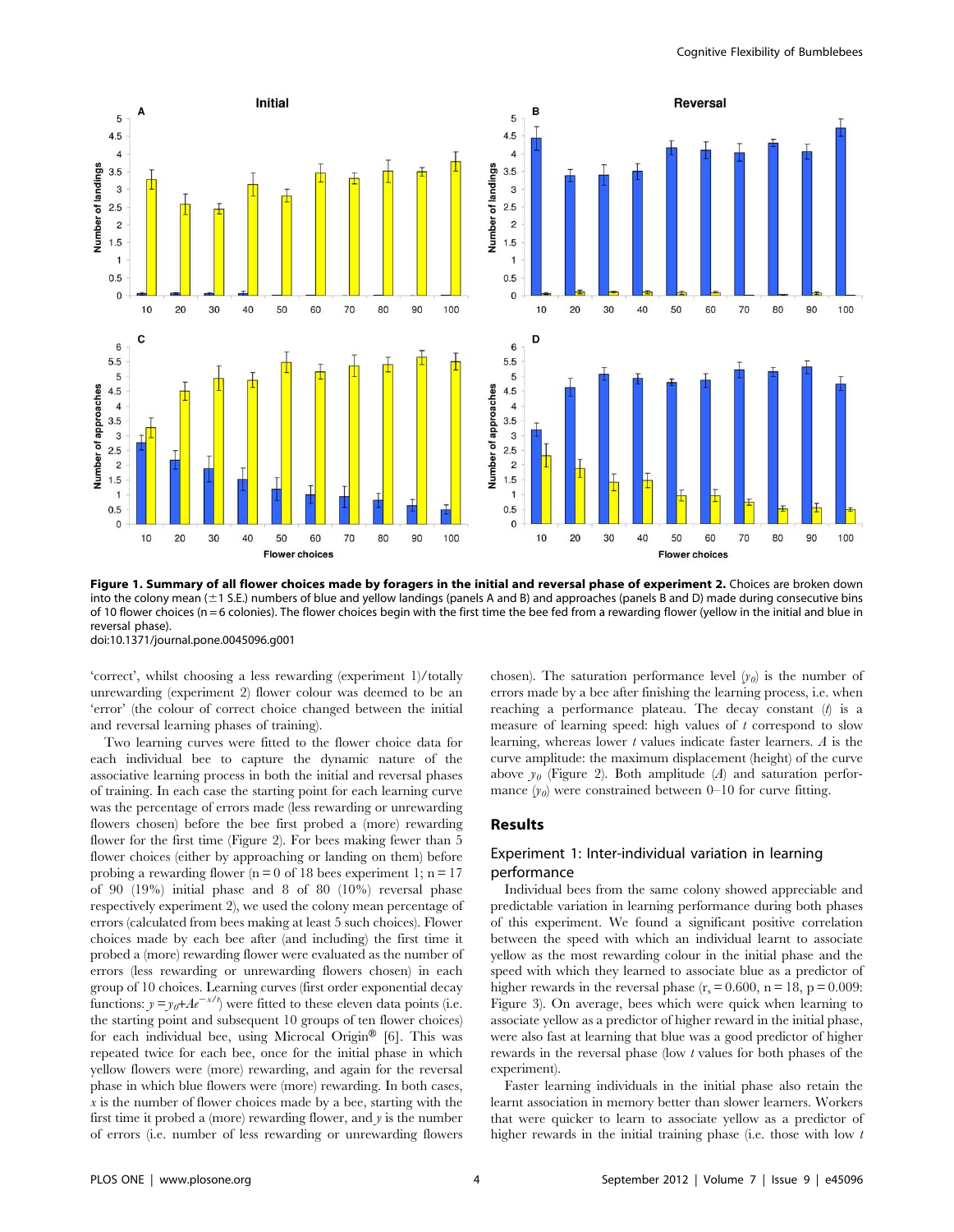**Figure 1. Summary of all flower choices made by foragers in the initial and reversal phase of experiment 2.** Choices are broken down into the colony mean (±1 S.E.) numbers of blue and yellow landings (panels A and B) and approaches (panels B and D) made during consecutive bins of 10 flower choices (n = 6 colonies). The flower choices begin with the first time the bee fed from a rewarding flower (yellow in the initial and blue in reversal phase).

doi:10.1371/journal.pone.0045096.g001

'correct', whilst choosing a less rewarding (experiment 1)/totally unrewarding (experiment 2) flower colour was deemed to be an 'error' (the colour of correct choice changed between the initial and reversal learning phases of training).

Two learning curves were fitted to the flower choice data for each individual bee to capture the dynamic nature of the associative learning process in both the initial and reversal phases of training. In each case the starting point for each learning curve was the percentage of errors made (less rewarding or unrewarding flowers chosen) before the bee first probed a (more) rewarding flower for the first time (Figure 2). For bees making fewer than 5 flower choices (either by approaching or landing on them) before probing a rewarding flower (n = 0 of 18 bees experiment 1; n = 17 of 90 (19%) initial phase and 8 of 80 (10%) reversal phase respectively experiment 2), we used the colony mean percentage of errors (calculated from bees making at least 5 such choices). Flower choices made by each bee after (and including) the first time it probed a (more) rewarding flower were evaluated as the number of errors (less rewarding or unrewarding flowers chosen) in each group of 10 choices. Learning curves (first order exponential decay functions: $y = y_0 + Ae^{-x/t}$) were fitted to these eleven data points (i.e. the starting point and subsequent 10 groups of ten flower choices) for each individual bee, using Microcal Origin® [6]. This was repeated twice for each bee, once for the initial phase in which yellow flowers were (more) rewarding, and again for the reversal phase in which blue flowers were (more) rewarding. In both cases, $x$ is the number of flower choices made by a bee, starting with the first time it probed a (more) rewarding flower, and $y$ is the number of errors (i.e. number of less rewarding or unrewarding flowers chosen). The saturation performance level ($y_0$) is the number of errors made by a bee after finishing the learning process, i.e. when reaching a performance plateau. The decay constant ($t$) is a measure of learning speed: high values of $t$ correspond to slow learning, whereas lower $t$ values indicate faster learners. $A$ is the curve amplitude: the maximum displacement (height) of the curve above $y_0$ (Figure 2). Both amplitude ($A$) and saturation performance ($y_0$) were constrained between 0–10 for curve fitting.

## Results

### Experiment 1: Inter-individual variation in learning performance

Individual bees from the same colony showed appreciable and predictable variation in learning performance during both phases of this experiment. We found a significant positive correlation between the speed with which an individual learnt to associate yellow as the most rewarding colour in the initial phase and the speed with which they learned to associate blue as a predictor of higher rewards in the reversal phase ($r_s = 0.600$, n = 18, p = 0.009: Figure 3). On average, bees which were quick when learning to associate yellow as a predictor of higher reward in the initial phase, were also fast at learning that blue was a good predictor of higher rewards in the reversal phase (low $t$ values for both phases of the experiment).

Faster learning individuals in the initial phase also retain the learnt association in memory better than slower learners. Workers that were quicker to learn to associate yellow as a predictor of higher rewards in the initial training phase (i.e. those with low $t$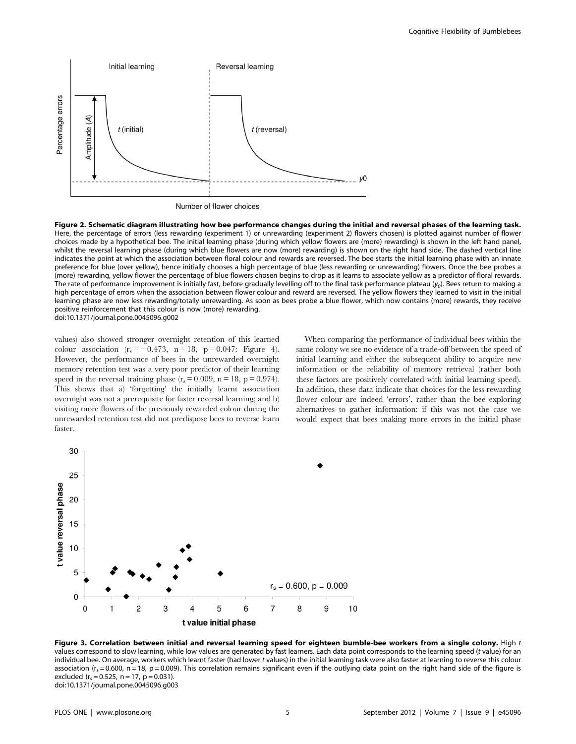**Figure 2. Schematic diagram illustrating how bee performance changes during the initial and reversal phases of the learning task.** Here, the percentage of errors (less rewarding (experiment 1) or unrewarding (experiment 2) flowers chosen) is plotted against number of flower choices made by a hypothetical bee. The initial learning phase (during which yellow flowers are (more) rewarding) is shown in the left hand panel, whilst the reversal learning phase (during which blue flowers are now (more) rewarding) is shown on the right hand side. The dashed vertical line indicates the point at which the association between floral colour and rewards are reversed. The bee starts the initial learning phase with an innate preference for blue (over yellow), hence initially chooses a high percentage of blue (less rewarding or unrewarding) flowers. Once the bee probes a (more) rewarding, yellow flower the percentage of blue flowers chosen begins to drop as it learns to associate yellow as a predictor of floral rewards. The rate of performance improvement is initially fast, before gradually levelling off to the final task performance plateau ($y_0$). Bees return to making a high percentage of errors when the association between flower colour and reward are reversed. The yellow flowers they learned to visit in the initial learning phase are now less rewarding/totally unrewarding. As soon as bees probe a blue flower, which now contains (more) rewards, they receive positive reinforcement that this colour is now (more) rewarding.
doi:10.1371/journal.pone.0045096.g002

values) also showed stronger overnight retention of this learned colour association ($r_s = -0.473$, $n = 18$, $p = 0.047$: Figure 4). However, the performance of bees in the unrewarded overnight memory retention test was a very poor predictor of their learning speed in the reversal training phase ($r_s = 0.009$, $n = 18$, $p = 0.974$). This shows that a) 'forgetting' the initially learnt association overnight was not a prerequisite for faster reversal learning; and b) visiting more flowers of the previously rewarded colour during the unrewarded retention test did not predispose bees to reverse learn faster.

When comparing the performance of individual bees within the same colony we see no evidence of a trade-off between the speed of initial learning and either the subsequent ability to acquire new information or the reliability of memory retrieval (rather both these factors are positively correlated with initial learning speed). In addition, these data indicate that choices for the less rewarding flower colour are indeed 'errors', rather than the bee exploring alternatives to gather information: if this was not the case we would expect that bees making more errors in the initial phase

**Figure 3. Correlation between initial and reversal learning speed for eighteen bumble-bee workers from a single colony.** High *t* values correspond to slow learning, while low values are generated by fast learners. Each data point corresponds to the learning speed (*t* value) for an individual bee. On average, workers which learnt faster (had lower *t* values) in the initial learning task were also faster at learning to reverse this colour association ($r_s = 0.600$, $n = 18$, $p = 0.009$). This correlation remains significant even if the outlying data point on the right hand side of the figure is excluded ($r_s = 0.525$, $n = 17$, $p = 0.031$).
doi:10.1371/journal.pone.0045096.g003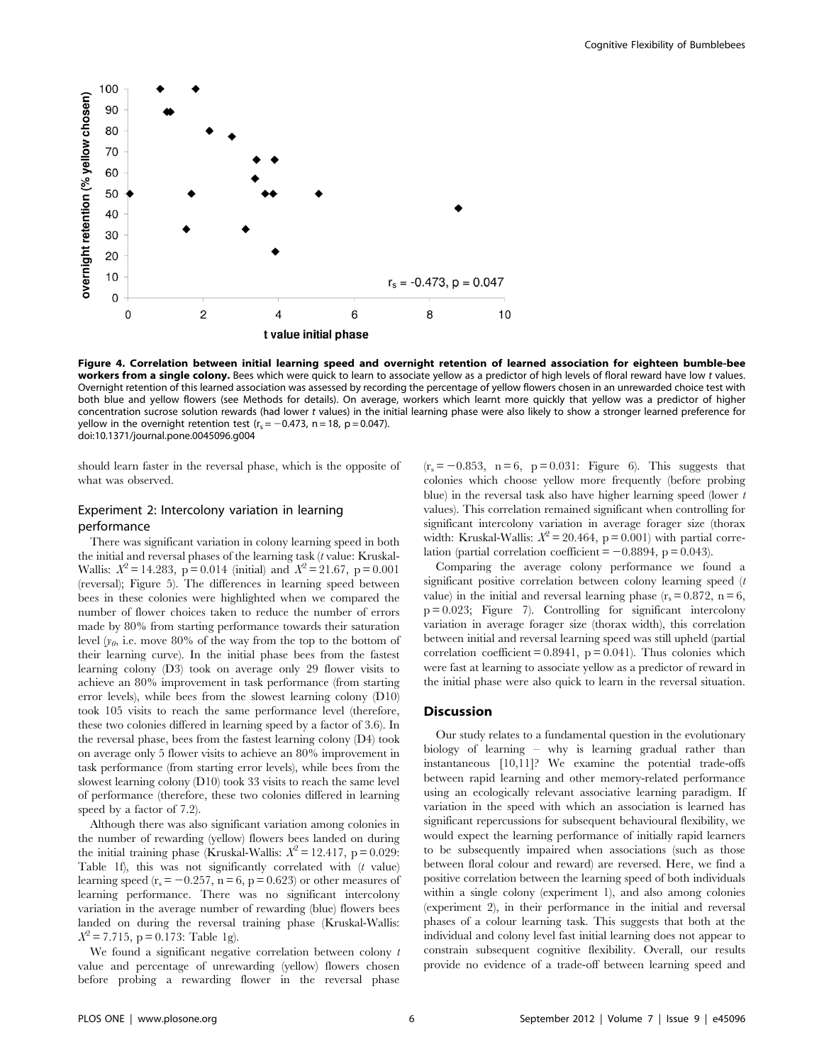**Figure 4. Correlation between initial learning speed and overnight retention of learned association for eighteen bumble-bee workers from a single colony.** Bees which were quick to learn to associate yellow as a predictor of high levels of floral reward have low *t* values. Overnight retention of this learned association was assessed by recording the percentage of yellow flowers chosen in an unrewarded choice test with both blue and yellow flowers (see Methods for details). On average, workers which learnt more quickly that yellow was a predictor of higher concentration sucrose solution rewards (had lower *t* values) in the initial learning phase were also likely to show a stronger learned preference for yellow in the overnight retention test ($r_s = -0.473$, $n = 18$, $p = 0.047$).
doi:10.1371/journal.pone.0045096.g004

should learn faster in the reversal phase, which is the opposite of what was observed.

## Experiment 2: Intercolony variation in learning performance

There was significant variation in colony learning speed in both the initial and reversal phases of the learning task (*t* value: Kruskal-Wallis: $X^2 = 14.283$, $p = 0.014$ (initial) and $X^2 = 21.67$, $p = 0.001$ (reversal); Figure 5). The differences in learning speed between bees in these colonies were highlighted when we compared the number of flower choices taken to reduce the number of errors made by 80% from starting performance towards their saturation level ($y_0$, i.e. move 80% of the way from the top to the bottom of their learning curve). In the initial phase bees from the fastest learning colony (D3) took on average only 29 flower visits to achieve an 80% improvement in task performance (from starting error levels), while bees from the slowest learning colony (D10) took 105 visits to reach the same performance level (therefore, these two colonies differed in learning speed by a factor of 3.6). In the reversal phase, bees from the fastest learning colony (D4) took on average only 5 flower visits to achieve an 80% improvement in task performance (from starting error levels), while bees from the slowest learning colony (D10) took 33 visits to reach the same level of performance (therefore, these two colonies differed in learning speed by a factor of 7.2).

Although there was also significant variation among colonies in the number of rewarding (yellow) flowers bees landed on during the initial training phase (Kruskal-Wallis: $X^2 = 12.417$, $p = 0.029$: Table 1f), this was not significantly correlated with (*t* value) learning speed ($r_s = -0.257$, $n = 6$, $p = 0.623$) or other measures of learning performance. There was no significant intercolony variation in the average number of rewarding (blue) flowers bees landed on during the reversal training phase (Kruskal-Wallis: $X^2 = 7.715$, $p = 0.173$: Table 1g).

We found a significant negative correlation between colony *t* value and percentage of unrewarding (yellow) flowers chosen before probing a rewarding flower in the reversal phase ($r_s = -0.853$, $n = 6$, $p = 0.031$: Figure 6). This suggests that colonies which choose yellow more frequently (before probing blue) in the reversal task also have higher learning speed (lower *t* values). This correlation remained significant when controlling for significant intercolony variation in average forager size (thorax width: Kruskal-Wallis: $X^2 = 20.464$, $p = 0.001$) with partial correlation (partial correlation coefficient $= -0.8894$, $p = 0.043$).

Comparing the average colony performance we found a significant positive correlation between colony learning speed (*t* value) in the initial and reversal learning phase ($r_s = 0.872$, $n = 6$, $p = 0.023$; Figure 7). Controlling for significant intercolony variation in average forager size (thorax width), this correlation between initial and reversal learning speed was still upheld (partial correlation coefficient $= 0.8941$, $p = 0.041$). Thus colonies which were fast at learning to associate yellow as a predictor of reward in the initial phase were also quick to learn in the reversal situation.

## Discussion

Our study relates to a fundamental question in the evolutionary biology of learning – why is learning gradual rather than instantaneous [10,11]? We examine the potential trade-offs between rapid learning and other memory-related performance using an ecologically relevant associative learning paradigm. If variation in the speed with which an association is learned has significant repercussions for subsequent behavioural flexibility, we would expect the learning performance of initially rapid learners to be subsequently impaired when associations (such as those between floral colour and reward) are reversed. Here, we find a positive correlation between the learning speed of both individuals within a single colony (experiment 1), and also among colonies (experiment 2), in their performance in the initial and reversal phases of a colour learning task. This suggests that both at the individual and colony level fast initial learning does not appear to constrain subsequent cognitive flexibility. Overall, our results provide no evidence of a trade-off between learning speed and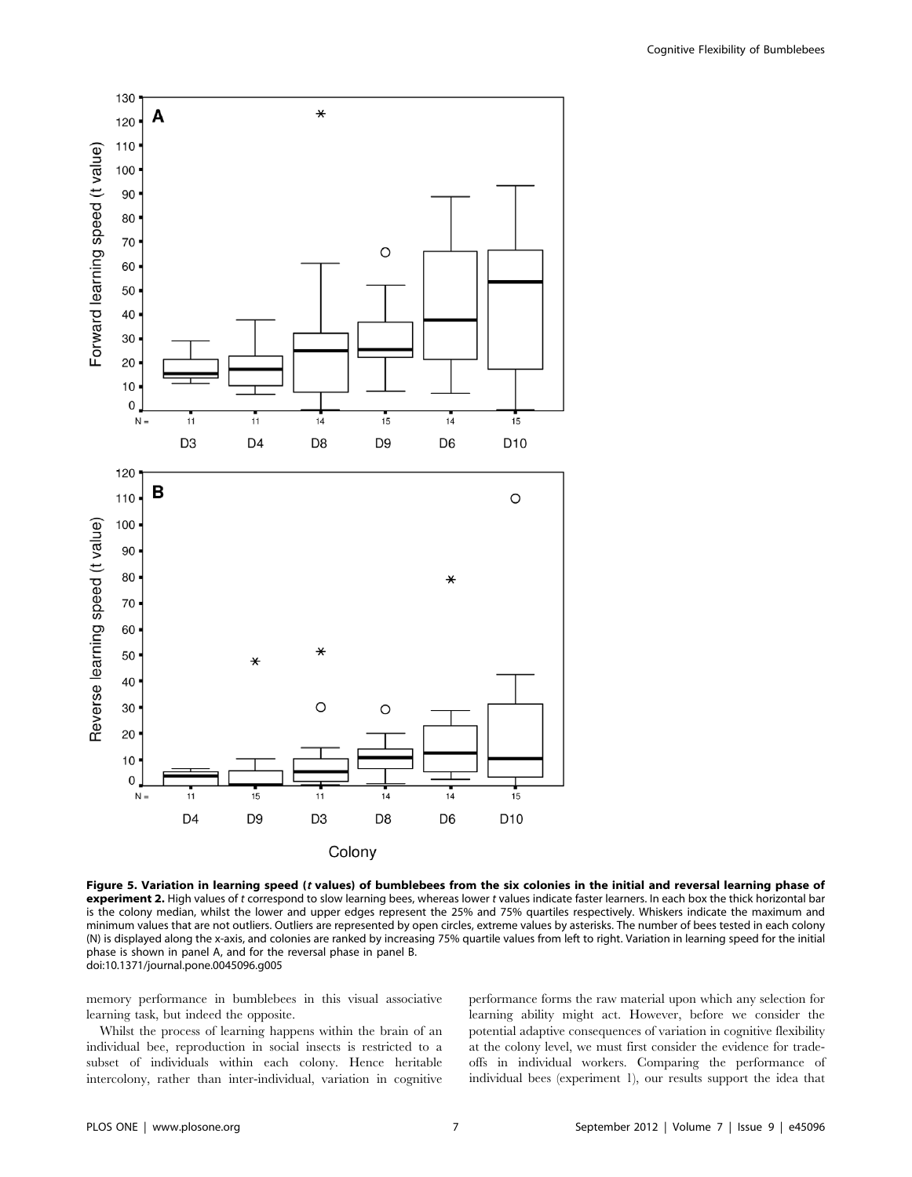**Figure 5. Variation in learning speed (*t* values) of bumblebees from the six colonies in the initial and reversal learning phase of experiment 2.** High values of *t* correspond to slow learning bees, whereas lower *t* values indicate faster learners. In each box the thick horizontal bar is the colony median, whilst the lower and upper edges represent the 25% and 75% quartiles respectively. Whiskers indicate the maximum and minimum values that are not outliers. Outliers are represented by open circles, extreme values by asterisks. The number of bees tested in each colony (N) is displayed along the x-axis, and colonies are ranked by increasing 75% quartile values from left to right. Variation in learning speed for the initial phase is shown in panel A, and for the reversal phase in panel B.
doi:10.1371/journal.pone.0045096.g005

memory performance in bumblebees in this visual associative learning task, but indeed the opposite.

Whilst the process of learning happens within the brain of an individual bee, reproduction in social insects is restricted to a subset of individuals within each colony. Hence heritable intercolony, rather than inter-individual, variation in cognitive performance forms the raw material upon which any selection for learning ability might act. However, before we consider the potential adaptive consequences of variation in cognitive flexibility at the colony level, we must first consider the evidence for trade-offs in individual workers. Comparing the performance of individual bees (experiment 1), our results support the idea that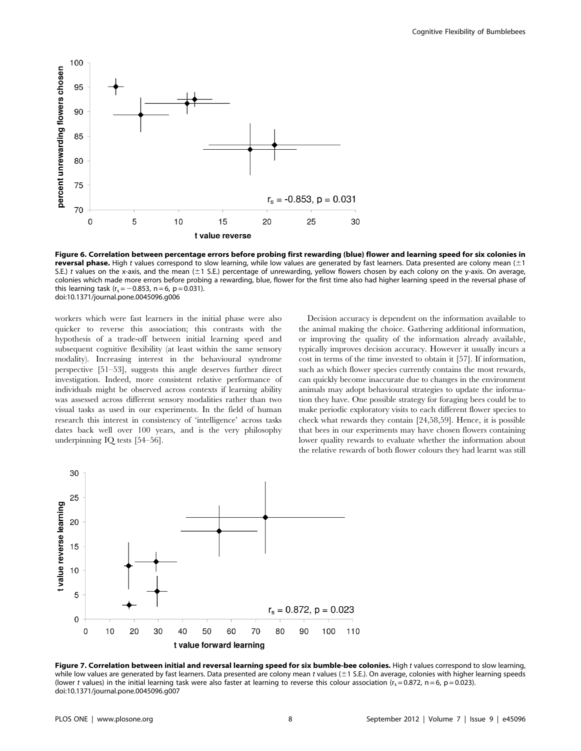**Figure 6. Correlation between percentage errors before probing first rewarding (blue) flower and learning speed for six colonies in reversal phase.** High *t* values correspond to slow learning, while low values are generated by fast learners. Data presented are colony mean (±1 S.E.) *t* values on the x-axis, and the mean (±1 S.E.) percentage of unrewarding, yellow flowers chosen by each colony on the y-axis. On average, colonies which made more errors before probing a rewarding, blue, flower for the first time also had higher learning speed in the reversal phase of this learning task ($r_s = -0.853$, $n = 6$, $p = 0.031$).
doi:10.1371/journal.pone.0045096.g006

workers which were fast learners in the initial phase were also quicker to reverse this association; this contrasts with the hypothesis of a trade-off between initial learning speed and subsequent cognitive flexibility (at least within the same sensory modality). Increasing interest in the behavioural syndrome perspective [51–53], suggests this angle deserves further direct investigation. Indeed, more consistent relative performance of individuals might be observed across contexts if learning ability was assessed across different sensory modalities rather than two visual tasks as used in our experiments. In the field of human research this interest in consistency of 'intelligence' across tasks dates back well over 100 years, and is the very philosophy underpinning IQ tests [54–56].

Decision accuracy is dependent on the information available to the animal making the choice. Gathering additional information, or improving the quality of the information already available, typically improves decision accuracy. However it usually incurs a cost in terms of the time invested to obtain it [57]. If information, such as which flower species currently contains the most rewards, can quickly become inaccurate due to changes in the environment animals may adopt behavioural strategies to update the information they have. One possible strategy for foraging bees could be to make periodic exploratory visits to each different flower species to check what rewards they contain [24,58,59]. Hence, it is possible that bees in our experiments may have chosen flowers containing lower quality rewards to evaluate whether the information about the relative rewards of both flower colours they had learnt was still

**Figure 7. Correlation between initial and reversal learning speed for six bumble-bee colonies.** High *t* values correspond to slow learning, while low values are generated by fast learners. Data presented are colony mean *t* values (±1 S.E.). On average, colonies with higher learning speeds (lower *t* values) in the initial learning task were also faster at learning to reverse this colour association ($r_s = 0.872$, $n = 6$, $p = 0.023$).
doi:10.1371/journal.pone.0045096.g007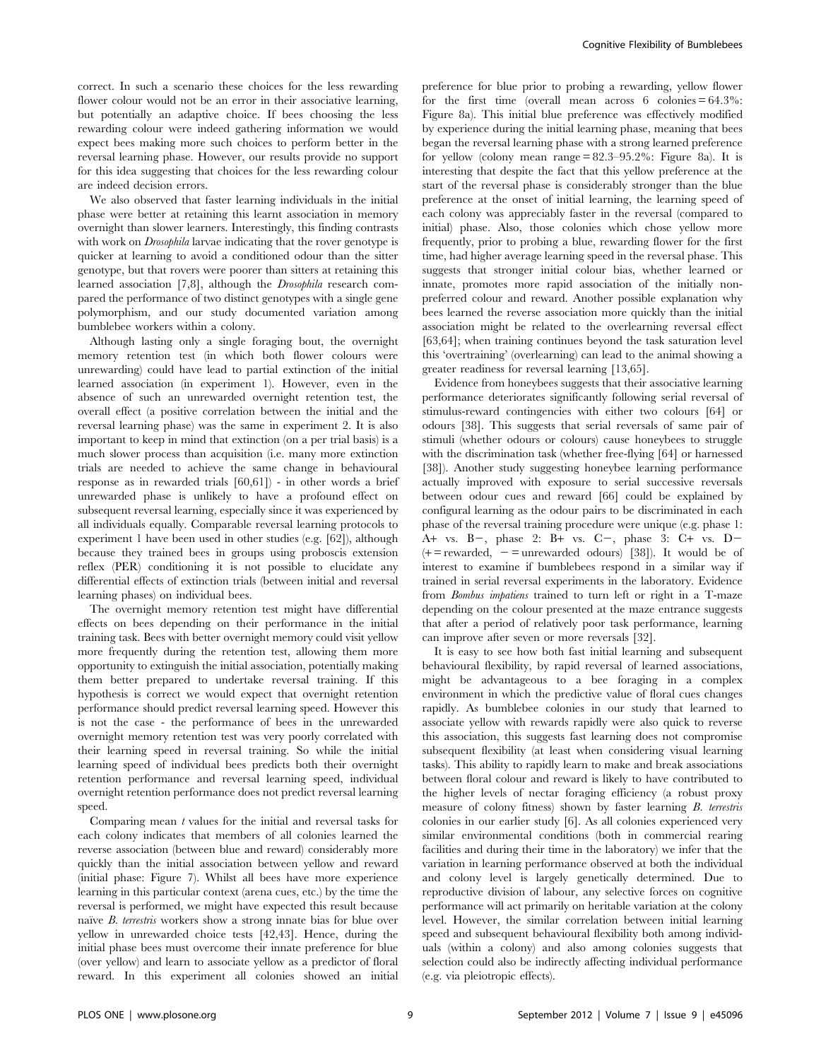correct. In such a scenario these choices for the less rewarding flower colour would not be an error in their associative learning, but potentially an adaptive choice. If bees choosing the less rewarding colour were indeed gathering information we would expect bees making more such choices to perform better in the reversal learning phase. However, our results provide no support for this idea suggesting that choices for the less rewarding colour are indeed decision errors.

We also observed that faster learning individuals in the initial phase were better at retaining this learnt association in memory overnight than slower learners. Interestingly, this finding contrasts with work on *Drosophila* larvae indicating that the rover genotype is quicker at learning to avoid a conditioned odour than the sitter genotype, but that rovers were poorer than sitters at retaining this learned association [7,8], although the *Drosophila* research compared the performance of two distinct genotypes with a single gene polymorphism, and our study documented variation among bumblebee workers within a colony.

Although lasting only a single foraging bout, the overnight memory retention test (in which both flower colours were unrewarding) could have lead to partial extinction of the initial learned association (in experiment 1). However, even in the absence of such an unrewarded overnight retention test, the overall effect (a positive correlation between the initial and the reversal learning phase) was the same in experiment 2. It is also important to keep in mind that extinction (on a per trial basis) is a much slower process than acquisition (i.e. many more extinction trials are needed to achieve the same change in behavioural response as in rewarded trials [60,61]) - in other words a brief unrewarded phase is unlikely to have a profound effect on subsequent reversal learning, especially since it was experienced by all individuals equally. Comparable reversal learning protocols to experiment 1 have been used in other studies (e.g. [62]), although because they trained bees in groups using proboscis extension reflex (PER) conditioning it is not possible to elucidate any differential effects of extinction trials (between initial and reversal learning phases) on individual bees.

The overnight memory retention test might have differential effects on bees depending on their performance in the initial training task. Bees with better overnight memory could visit yellow more frequently during the retention test, allowing them more opportunity to extinguish the initial association, potentially making them better prepared to undertake reversal training. If this hypothesis is correct we would expect that overnight retention performance should predict reversal learning speed. However this is not the case - the performance of bees in the unrewarded overnight memory retention test was very poorly correlated with their learning speed in reversal training. So while the initial learning speed of individual bees predicts both their overnight retention performance and reversal learning speed, individual overnight retention performance does not predict reversal learning speed.

Comparing mean $t$ values for the initial and reversal tasks for each colony indicates that members of all colonies learned the reverse association (between blue and reward) considerably more quickly than the initial association between yellow and reward (initial phase: Figure 7). Whilst all bees have more experience learning in this particular context (arena cues, etc.) by the time the reversal is performed, we might have expected this result because naïve *B. terrestris* workers show a strong innate bias for blue over yellow in unrewarded choice tests [42,43]. Hence, during the initial phase bees must overcome their innate preference for blue (over yellow) and learn to associate yellow as a predictor of floral reward. In this experiment all colonies showed an initial preference for blue prior to probing a rewarding, yellow flower for the first time (overall mean across 6 colonies = 64.3%: Figure 8a). This initial blue preference was effectively modified by experience during the initial learning phase, meaning that bees began the reversal learning phase with a strong learned preference for yellow (colony mean range = 82.3–95.2%: Figure 8a). It is interesting that despite the fact that this yellow preference at the start of the reversal phase is considerably stronger than the blue preference at the onset of initial learning, the learning speed of each colony was appreciably faster in the reversal (compared to initial) phase. Also, those colonies which chose yellow more frequently, prior to probing a blue, rewarding flower for the first time, had higher average learning speed in the reversal phase. This suggests that stronger initial colour bias, whether learned or innate, promotes more rapid association of the initially non-preferred colour and reward. Another possible explanation why bees learned the reverse association more quickly than the initial association might be related to the overlearning reversal effect [63,64]; when training continues beyond the task saturation level this 'overtraining' (overlearning) can lead to the animal showing a greater readiness for reversal learning [13,65].

Evidence from honeybees suggests that their associative learning performance deteriorates significantly following serial reversal of stimulus-reward contingencies with either two colours [64] or odours [38]. This suggests that serial reversals of same pair of stimuli (whether odours or colours) cause honeybees to struggle with the discrimination task (whether free-flying [64] or harnessed [38]). Another study suggesting honeybee learning performance actually improved with exposure to serial successive reversals between odour cues and reward [66] could be explained by configural learning as the odour pairs to be discriminated in each phase of the reversal training procedure were unique (e.g. phase 1: A+ vs. B−, phase 2: B+ vs. C−, phase 3: C+ vs. D− (+ = rewarded, − = unrewarded odours) [38]). It would be of interest to examine if bumblebees respond in a similar way if trained in serial reversal experiments in the laboratory. Evidence from *Bombus impatiens* trained to turn left or right in a T-maze depending on the colour presented at the maze entrance suggests that after a period of relatively poor task performance, learning can improve after seven or more reversals [32].

It is easy to see how both fast initial learning and subsequent behavioural flexibility, by rapid reversal of learned associations, might be advantageous to a bee foraging in a complex environment in which the predictive value of floral cues changes rapidly. As bumblebee colonies in our study that learned to associate yellow with rewards rapidly were also quick to reverse this association, this suggests fast learning does not compromise subsequent flexibility (at least when considering visual learning tasks). This ability to rapidly learn to make and break associations between floral colour and reward is likely to have contributed to the higher levels of nectar foraging efficiency (a robust proxy measure of colony fitness) shown by faster learning *B. terrestris* colonies in our earlier study [6]. As all colonies experienced very similar environmental conditions (both in commercial rearing facilities and during their time in the laboratory) we infer that the variation in learning performance observed at both the individual and colony level is largely genetically determined. Due to reproductive division of labour, any selective forces on cognitive performance will act primarily on heritable variation at the colony level. However, the similar correlation between initial learning speed and subsequent behavioural flexibility both among individuals (within a colony) and also among colonies suggests that selection could also be indirectly affecting individual performance (e.g. via pleiotropic effects).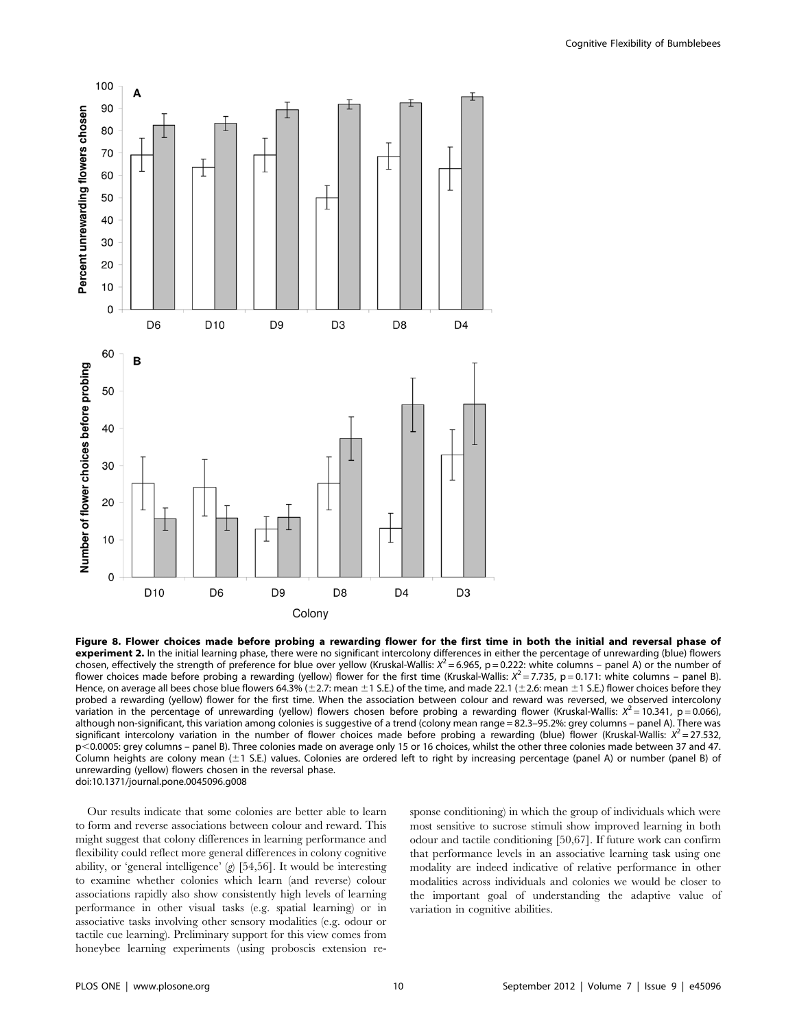**Figure 8. Flower choices made before probing a rewarding flower for the first time in both the initial and reversal phase of experiment 2.** In the initial learning phase, there were no significant intercolony differences in either the percentage of unrewarding (blue) flowers chosen, effectively the strength of preference for blue over yellow (Kruskal-Wallis: $X^2 = 6.965$, $p = 0.222$: white columns – panel A) or the number of flower choices made before probing a rewarding (yellow) flower for the first time (Kruskal-Wallis: $X^2 = 7.735$, $p = 0.171$: white columns – panel B). Hence, on average all bees chose blue flowers 64.3% (±2.7: mean ±1 S.E.) of the time, and made 22.1 (±2.6: mean ±1 S.E.) flower choices before they probed a rewarding (yellow) flower for the first time. When the association between colour and reward was reversed, we observed intercolony variation in the percentage of unrewarding (yellow) flowers chosen before probing a rewarding flower (Kruskal-Wallis: $X^2 = 10.341$, $p = 0.066$), although non-significant, this variation among colonies is suggestive of a trend (colony mean range = 82.3–95.2%: grey columns – panel A). There was significant intercolony variation in the number of flower choices made before probing a rewarding (blue) flower (Kruskal-Wallis: $X^2 = 27.532$, $p < 0.0005$: grey columns – panel B). Three colonies made on average only 15 or 16 choices, whilst the other three colonies made between 37 and 47. Column heights are colony mean (±1 S.E.) values. Colonies are ordered left to right by increasing percentage (panel A) or number (panel B) of unrewarding (yellow) flowers chosen in the reversal phase.
doi:10.1371/journal.pone.0045096.g008

Our results indicate that some colonies are better able to learn to form and reverse associations between colour and reward. This might suggest that colony differences in learning performance and flexibility could reflect more general differences in colony cognitive ability, or 'general intelligence' (*g*) [54,56]. It would be interesting to examine whether colonies which learn (and reverse) colour associations rapidly also show consistently high levels of learning performance in other visual tasks (e.g. spatial learning) or in associative tasks involving other sensory modalities (e.g. odour or tactile cue learning). Preliminary support for this view comes from honeybee learning experiments (using proboscis extension response conditioning) in which the group of individuals which were most sensitive to sucrose stimuli show improved learning in both odour and tactile conditioning [50,67]. If future work can confirm that performance levels in an associative learning task using one modality are indeed indicative of relative performance in other modalities across individuals and colonies we would be closer to the important goal of understanding the adaptive value of variation in cognitive abilities.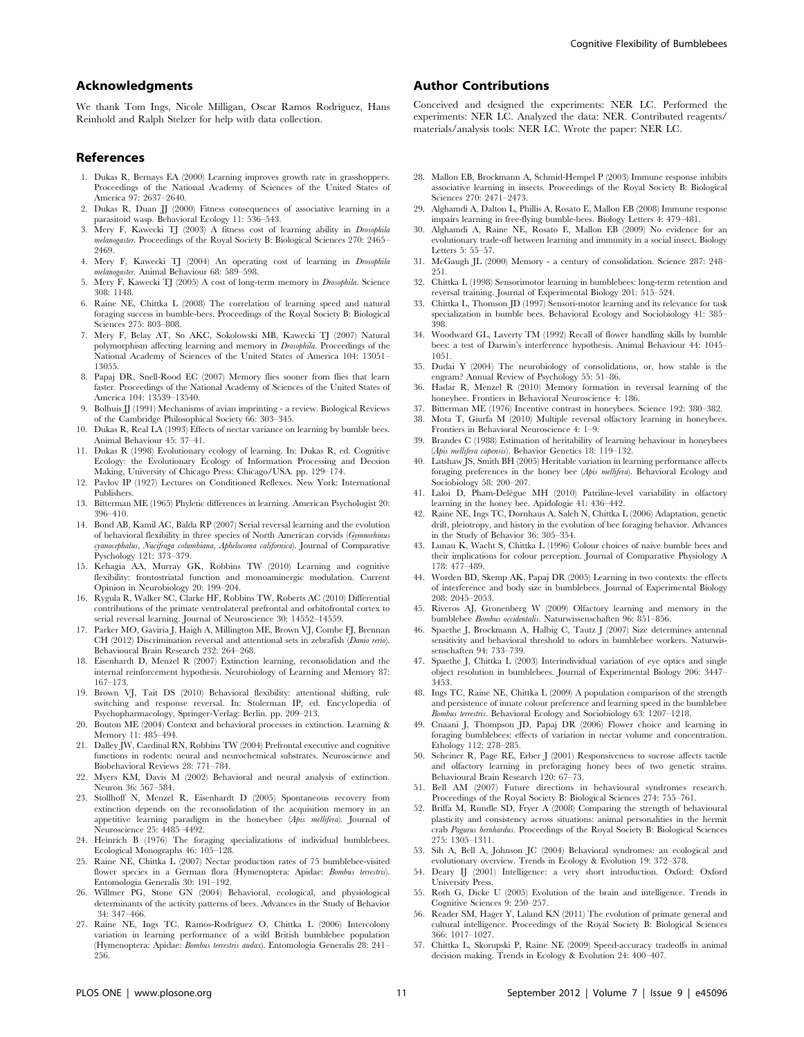## Acknowledgments

We thank Tom Ings, Nicole Milligan, Oscar Ramos Rodríguez, Hans Reinhold and Ralph Stelzer for help with data collection.

## Author Contributions

Conceived and designed the experiments: NER LC. Performed the experiments: NER LC. Analyzed the data: NER. Contributed reagents/materials/analysis tools: NER LC. Wrote the paper: NER LC.

## References

1. Dukas R, Bernays EA (2000) Learning improves growth rate in grasshoppers. Proceedings of the National Academy of Sciences of the United States of America 97: 2637–2640.
2. Dukas R, Duan JJ (2000) Fitness consequences of associative learning in a parasitoid wasp. Behavioral Ecology 11: 536–543.
3. Mery F, Kawecki TJ (2003) A fitness cost of learning ability in *Drosophila melanogaster*. Proceedings of the Royal Society B: Biological Sciences 270: 2465–2469.
4. Mery F, Kawecki TJ (2004) An operating cost of learning in *Drosophila melanogaster*. Animal Behaviour 68: 589–598.
5. Mery F, Kawecki TJ (2005) A cost of long-term memory in *Drosophila*. Science 308: 1148.
6. Raine NE, Chittka L (2008) The correlation of learning speed and natural foraging success in bumble-bees. Proceedings of the Royal Society B: Biological Sciences 275: 803–808.
7. Mery F, Belay AT, So AKC, Sokolowski MB, Kawecki TJ (2007) Natural polymorphism affecting learning and memory in *Drosophila*. Proceedings of the National Academy of Sciences of the United States of America 104: 13051–13055.
8. Papaj DR, Snell-Rood EC (2007) Memory flies sooner from flies that learn faster. Proceedings of the National Academy of Sciences of the United States of America 104: 13539–13540.
9. Bolhuis JJ (1991) Mechanisms of avian imprinting - a review. Biological Reviews of the Cambridge Philosophical Society 66: 303–345.
10. Dukas R, Real LA (1993) Effects of nectar variance on learning by bumble bees. Animal Behaviour 45: 37–41.
11. Dukas R (1998) Evolutionary ecology of learning. In: Dukas R, ed. Cognitive Ecology: the Evolutionary Ecology of Information Processing and Decsion Making, University of Chicago Press: Chicago/USA. pp. 129–174.
12. Pavlov IP (1927) Lectures on Conditioned Reflexes. New York: International Publishers.
13. Bitterman ME (1965) Phyletic differences in learning. American Psychologist 20: 396–410.
14. Bond AB, Kamil AC, Balda RP (2007) Serial reversal learning and the evolution of behavioral flexibility in three species of North American corvids (*Gymnorhinus cyanocephalus*, *Nucifraga columbiana*, *Aphelocoma californica*). Journal of Comparative Pyschology 121: 373–379.
15. Kehagia AA, Murray GK, Robbins TW (2010) Learning and cognitive flexibility: frontostriatal function and monoaminergic modulation. Current Opinion in Neurobiology 20: 199–204.
16. Rygula R, Walker SC, Clarke HF, Robbins TW, Roberts AC (2010) Differential contributions of the primate ventrolateral prefrontal and orbitofrontal cortex to serial reversal learning. Journal of Neuroscience 30: 14552–14559.
17. Parker MO, Gaviria J, Haigh A, Millington ME, Brown VJ, Combe FJ, Brennan CH (2012) Discrimination reversal and attentional sets in zebrafish (*Danio rerio*). Behavioural Brain Research 232: 264–268.
18. Eisenhardt D, Menzel R (2007) Extinction learning, reconsolidation and the internal reinforcement hypothesis. Neurobiology of Learning and Memory 87: 167–173.
19. Brown VJ, Tait DS (2010) Behavioral flexibility: attentional shifting, rule switching and response reversal. In: Stolerman IP, ed. Encyclopedia of Psychopharmacology, Springer-Verlag: Berlin. pp. 209–213.
20. Bouton ME (2004) Context and behavioral processes in extinction. Learning & Memory 11: 485–494.
21. Dalley JW, Cardinal RN, Robbins TW (2004) Prefrontal executive and cognitive functions in rodents: neural and neurochemical substrates. Neuroscience and Biobehavioral Reviews 28: 771–784.
22. Myers KM, Davis M (2002) Behavioral and neural analysis of extinction. Neuron 36: 567–584.
23. Stollhoff N, Menzel R, Eisenhardt D (2005) Spontaneous recovery from extinction depends on the reconsolidation of the acquisition memory in an appetitive learning paradigm in the honeybee (*Apis mellifera*). Journal of Neuroscience 25: 4485–4492.
24. Heinrich B (1976) The foraging specializations of individual bumblebees. Ecological Monographs 46: 105–128.
25. Raine NE, Chittka L (2007) Nectar production rates of 75 bumblebee-visited flower species in a German flora (Hymenoptera: Apidae: *Bombus terrestris*). Entomologia Generalis 30: 191–192.
26. Willmer PG, Stone GN (2004) Behavioral, ecological, and physiological determinants of the activity patterns of bees. Advances in the Study of Behavior 34: 347–466.
27. Raine NE, Ings TC, Ramos-Rodríguez O, Chittka L (2006) Intercolony variation in learning performance of a wild British bumblebee population (Hymenoptera: Apidae: *Bombus terrestris audax*). Entomologia Generalis 28: 241–256.
28. Mallon EB, Brockmann A, Schmid-Hempel P (2003) Immune response inhibits associative learning in insects. Proceedings of the Royal Society B: Biological Sciences 270: 2471–2473.
29. Alghamdi A, Dalton L, Phillis A, Rosato E, Mallon EB (2008) Immune response impairs learning in free-flying bumble-bees. Biology Letters 4: 479–481.
30. Alghamdi A, Raine NE, Rosato E, Mallon EB (2009) No evidence for an evolutionary trade-off between learning and immunity in a social insect. Biology Letters 5: 55–57.
31. McGaugh JL (2000) Memory - a century of consolidation. Science 287: 248–251.
32. Chittka L (1998) Sensorimotor learning in bumblebees: long-term retention and reversal training. Journal of Experimental Biology 201: 515–524.
33. Chittka L, Thomson JD (1997) Sensori-motor learning and its relevance for task specialization in bumble bees. Behavioral Ecology and Sociobiology 41: 385–398.
34. Woodward GL, Laverty TM (1992) Recall of flower handling skills by bumble bees: a test of Darwin's interference hypothesis. Animal Behaviour 44: 1045–1051.
35. Dudai Y (2004) The neurobiology of consolidations, or, how stable is the engram? Annual Review of Psychology 55: 51–86.
36. Hadar R, Menzel R (2010) Memory formation in reversal learning of the honeybee. Frontiers in Behavioral Neuroscience 4: 186.
37. Bitterman ME (1976) Incentive contrast in honeybees. Science 192: 380–382.
38. Mota T, Giurfa M (2010) Multiple reversal olfactory learning in honeybees. Frontiers in Behavioral Neuroscience 4: 1–9.
39. Brandes C (1988) Estimation of heritability of learning behaviour in honeybees (*Apis mellifera capensis*). Behavior Genetics 18: 119–132.
40. Latshaw JS, Smith BH (2005) Heritable variation in learning performance affects foraging preferences in the honey bee (*Apis mellifera*). Behavioral Ecology and Sociobiology 58: 200–207.
41. Laloi D, Pham-Delègue MH (2010) Patriline-level variability in olfactory learning in the honey bee. Apidologie 41: 436–442.
42. Raine NE, Ings TC, Dornhaus A, Saleh N, Chittka L (2006) Adaptation, genetic drift, pleiotropy, and history in the evolution of bee foraging behavior. Advances in the Study of Behavior 36: 305–354.
43. Lunau K, Wacht S, Chittka L (1996) Colour choices of naive bumble bees and their implications for colour perception. Journal of Comparative Physiology A 178: 477–489.
44. Worden BD, Skemp AK, Papaj DR (2005) Learning in two contexts: the effects of interference and body size in bumblebees. Journal of Experimental Biology 208: 2045–2053.
45. Riveros AJ, Gronenberg W (2009) Olfactory learning and memory in the bumblebee *Bombus occidentalis*. Naturwissenschaften 96: 851–856.
46. Spaethe J, Brockmann A, Halbig C, Tautz J (2007) Size determines antennal sensitivity and behavioral threshold to odors in bumblebee workers. Naturwissenschaften 94: 733–739.
47. Spaethe J, Chittka L (2003) Interindividual variation of eye optics and single object resolution in bumblebees. Journal of Experimental Biology 206: 3447–3453.
48. Ings TC, Raine NE, Chittka L (2009) A population comparison of the strength and persistence of innate colour preference and learning speed in the bumblebee *Bombus terrestris*. Behavioral Ecology and Sociobiology 63: 1207–1218.
49. Cnaani J, Thompson JD, Papaj DR (2006) Flower choice and learning in foraging bumblebees: effects of variation in nectar volume and concentration. Ethology 112: 278–285.
50. Scheiner R, Page RE, Erber J (2001) Responsiveness to sucrose affects tactile and olfactory learning in preforaging honey bees of two genetic strains. Behavioural Brain Research 120: 67–73.
51. Bell AM (2007) Future directions in behavioural syndromes research. Proceedings of the Royal Society B: Biological Sciences 274: 755–761.
52. Briffa M, Rundle SD, Fryer A (2008) Comparing the strength of behavioural plasticity and consistency across situations: animal personalities in the hermit crab *Pagurus bernhardus*. Proceedings of the Royal Society B: Biological Sciences 275: 1305–1311.
53. Sih A, Bell A, Johnson JC (2004) Behavioral syndromes: an ecological and evolutionary overview. Trends in Ecology & Evolution 19: 372–378.
54. Deary IJ (2001) Intelligence: a very short introduction. Oxford: Oxford University Press.
55. Roth G, Dicke U (2005) Evolution of the brain and intelligence. Trends in Cognitive Sciences 9: 250–257.
56. Reader SM, Hager Y, Laland KN (2011) The evolution of primate general and cultural intelligence. Proceedings of the Royal Society B: Biological Sciences 366: 1017–1027.
57. Chittka L, Skorupski P, Raine NE (2009) Speed-accuracy tradeoffs in animal decision making. Trends in Ecology & Evolution 24: 400–407.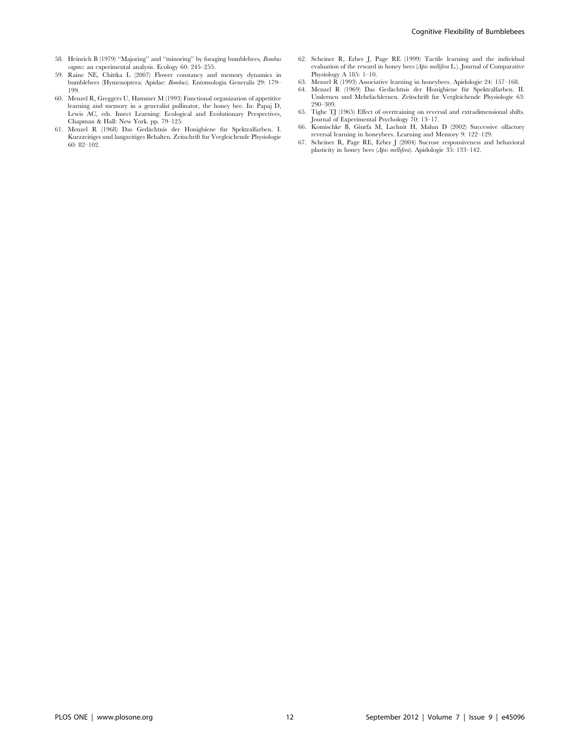58. Heinrich B (1979) "Majoring" and "minoring" by foraging bumblebees, *Bombus vagans*: an experimental analysis. Ecology 60: 245–255.
59. Raine NE, Chittka L (2007) Flower constancy and memory dynamics in bumblebees (Hymenoptera: Apidae: *Bombus*). Entomologia Generalis 29: 179–199.
60. Menzel R, Greggers U, Hammer M (1993) Functional organization of appetitive learning and memory in a generalist pollinator, the honey bee. In: Papaj D, Lewis AC, eds. Insect Learning: Ecological and Evolutionary Perspectives, Chapman & Hall: New York. pp. 79–125.
61. Menzel R (1968) Das Gedächtnis der Honigbiene für Spektralfarben. I. Kurzzeitiges und langzeitiges Behalten. Zeitschrift fur Vergleichende Physiologie 60: 82–102.
62. Scheiner R, Erber J, Page RE (1999) Tactile learning and the individual evaluation of the reward in honey bees (*Apis mellifera* L.). Journal of Comparative Physiology A 185: 1–10.
63. Menzel R (1993) Associative learning in honeybees. Apidologie 24: 157–168.
64. Menzel R (1969) Das Gedächtnis der Honigbiene für Spektralfarben. II. Umlernen und Mehrfachlernen. Zeitschrift fur Vergleichende Physiologie 63: 290–309.
65. Tighe TJ (1965) Effect of overtraining on reversal and extradimensional shifts. Journal of Experimental Psychology 70: 13–17.
66. Komischke B, Giurfa M, Lachnit H, Malun D (2002) Successive olfactory reversal learning in honeybees. Learning and Memory 9: 122–129.
67. Scheiner R, Page RE, Erber J (2004) Sucrose responsiveness and behavioral plasticity in honey bees (*Apis mellifera*). Apidologie 35: 133–142.